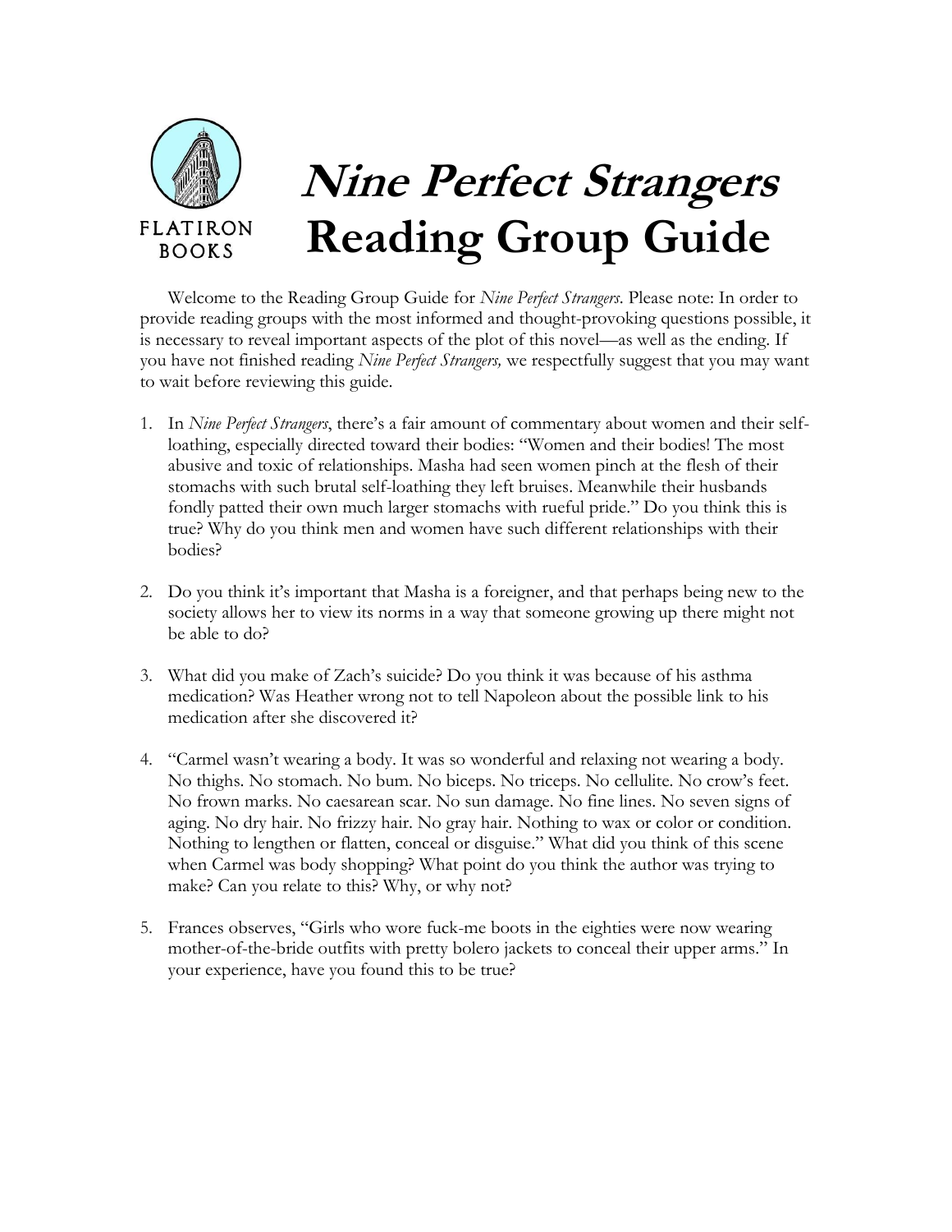FLATIRON BOOKS

# *Nine Perfect Strangers* Reading Group Guide

Welcome to the Reading Group Guide for *Nine Perfect Strangers*. Please note: In order to provide reading groups with the most informed and thought-provoking questions possible, it is necessary to reveal important aspects of the plot of this novel—as well as the ending. If you have not finished reading *Nine Perfect Strangers,* we respectfully suggest that you may want to wait before reviewing this guide.

1. In *Nine Perfect Strangers*, there's a fair amount of commentary about women and their self-loathing, especially directed toward their bodies: "Women and their bodies! The most abusive and toxic of relationships. Masha had seen women pinch at the flesh of their stomachs with such brutal self-loathing they left bruises. Meanwhile their husbands fondly patted their own much larger stomachs with rueful pride." Do you think this is true? Why do you think men and women have such different relationships with their bodies?

2. Do you think it's important that Masha is a foreigner, and that perhaps being new to the society allows her to view its norms in a way that someone growing up there might not be able to do?

3. What did you make of Zach's suicide? Do you think it was because of his asthma medication? Was Heather wrong not to tell Napoleon about the possible link to his medication after she discovered it?

4. "Carmel wasn't wearing a body. It was so wonderful and relaxing not wearing a body. No thighs. No stomach. No bum. No biceps. No triceps. No cellulite. No crow's feet. No frown marks. No caesarean scar. No sun damage. No fine lines. No seven signs of aging. No dry hair. No frizzy hair. No gray hair. Nothing to wax or color or condition. Nothing to lengthen or flatten, conceal or disguise." What did you think of this scene when Carmel was body shopping? What point do you think the author was trying to make? Can you relate to this? Why, or why not?

5. Frances observes, "Girls who wore fuck-me boots in the eighties were now wearing mother-of-the-bride outfits with pretty bolero jackets to conceal their upper arms." In your experience, have you found this to be true?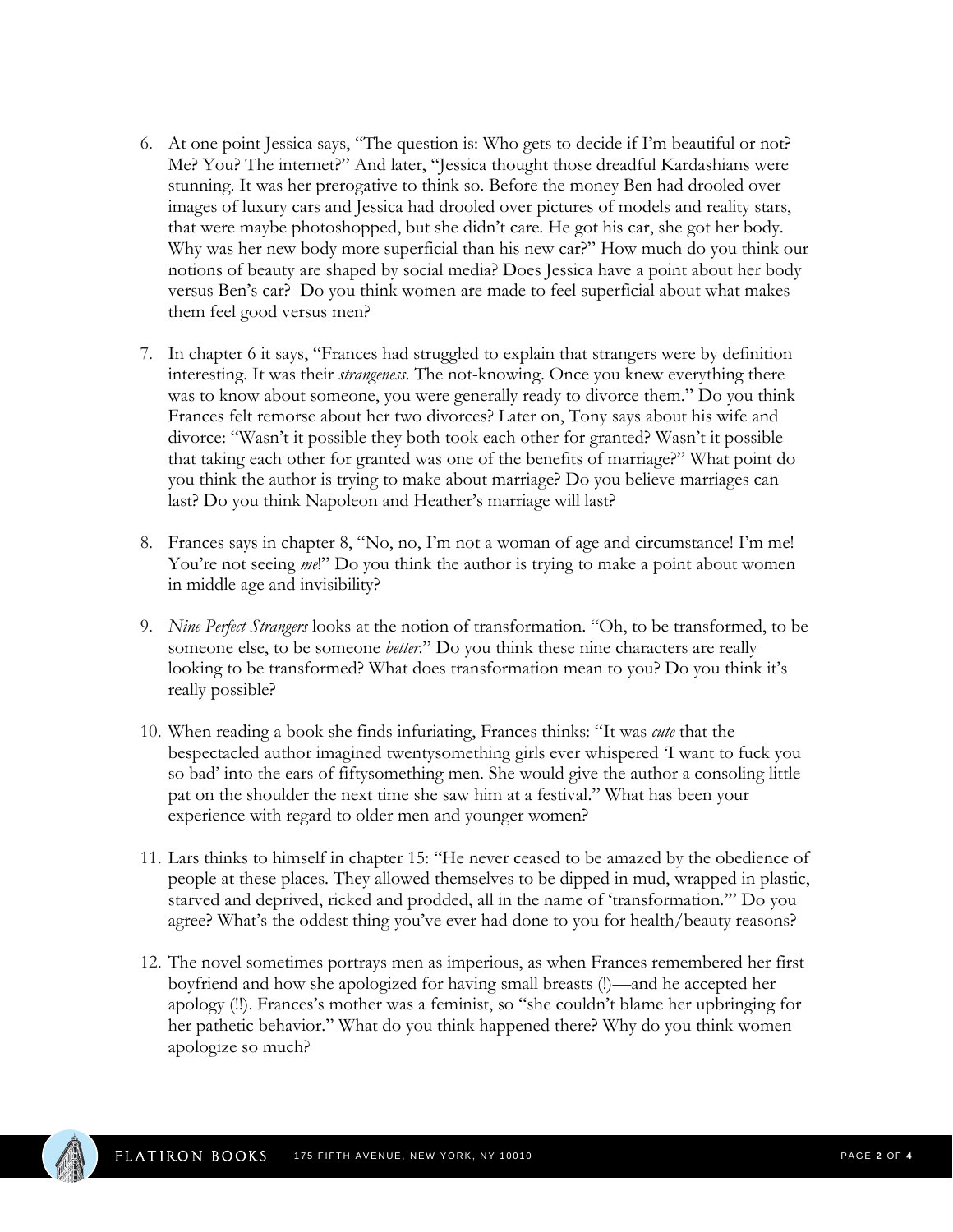6. At one point Jessica says, “The question is: Who gets to decide if I’m beautiful or not? Me? You? The internet?” And later, “Jessica thought those dreadful Kardashians were stunning. It was her prerogative to think so. Before the money Ben had drooled over images of luxury cars and Jessica had drooled over pictures of models and reality stars, that were maybe photoshopped, but she didn’t care. He got his car, she got her body. Why was her new body more superficial than his new car?” How much do you think our notions of beauty are shaped by social media? Does Jessica have a point about her body versus Ben’s car? Do you think women are made to feel superficial about what makes them feel good versus men?

7. In chapter 6 it says, “Frances had struggled to explain that strangers were by definition interesting. It was their *strangeness*. The not-knowing. Once you knew everything there was to know about someone, you were generally ready to divorce them.” Do you think Frances felt remorse about her two divorces? Later on, Tony says about his wife and divorce: “Wasn’t it possible they both took each other for granted? Wasn’t it possible that taking each other for granted was one of the benefits of marriage?” What point do you think the author is trying to make about marriage? Do you believe marriages can last? Do you think Napoleon and Heather’s marriage will last?

8. Frances says in chapter 8, “No, no, I’m not a woman of age and circumstance! I’m me! You’re not seeing *me*!” Do you think the author is trying to make a point about women in middle age and invisibility?

9. *Nine Perfect Strangers* looks at the notion of transformation. “Oh, to be transformed, to be someone else, to be someone *better*.” Do you think these nine characters are really looking to be transformed? What does transformation mean to you? Do you think it’s really possible?

10. When reading a book she finds infuriating, Frances thinks: “It was *cute* that the bespectacled author imagined twentysomething girls ever whispered ‘I want to fuck you so bad’ into the ears of fiftysomething men. She would give the author a consoling little pat on the shoulder the next time she saw him at a festival.” What has been your experience with regard to older men and younger women?

11. Lars thinks to himself in chapter 15: “He never ceased to be amazed by the obedience of people at these places. They allowed themselves to be dipped in mud, wrapped in plastic, starved and deprived, ricked and prodded, all in the name of ‘transformation.’” Do you agree? What’s the oddest thing you’ve ever had done to you for health/beauty reasons?

12. The novel sometimes portrays men as imperious, as when Frances remembered her first boyfriend and how she apologized for having small breasts (!)—and he accepted her apology (!!). Frances’s mother was a feminist, so “she couldn’t blame her upbringing for her pathetic behavior.” What do you think happened there? Why do you think women apologize so much?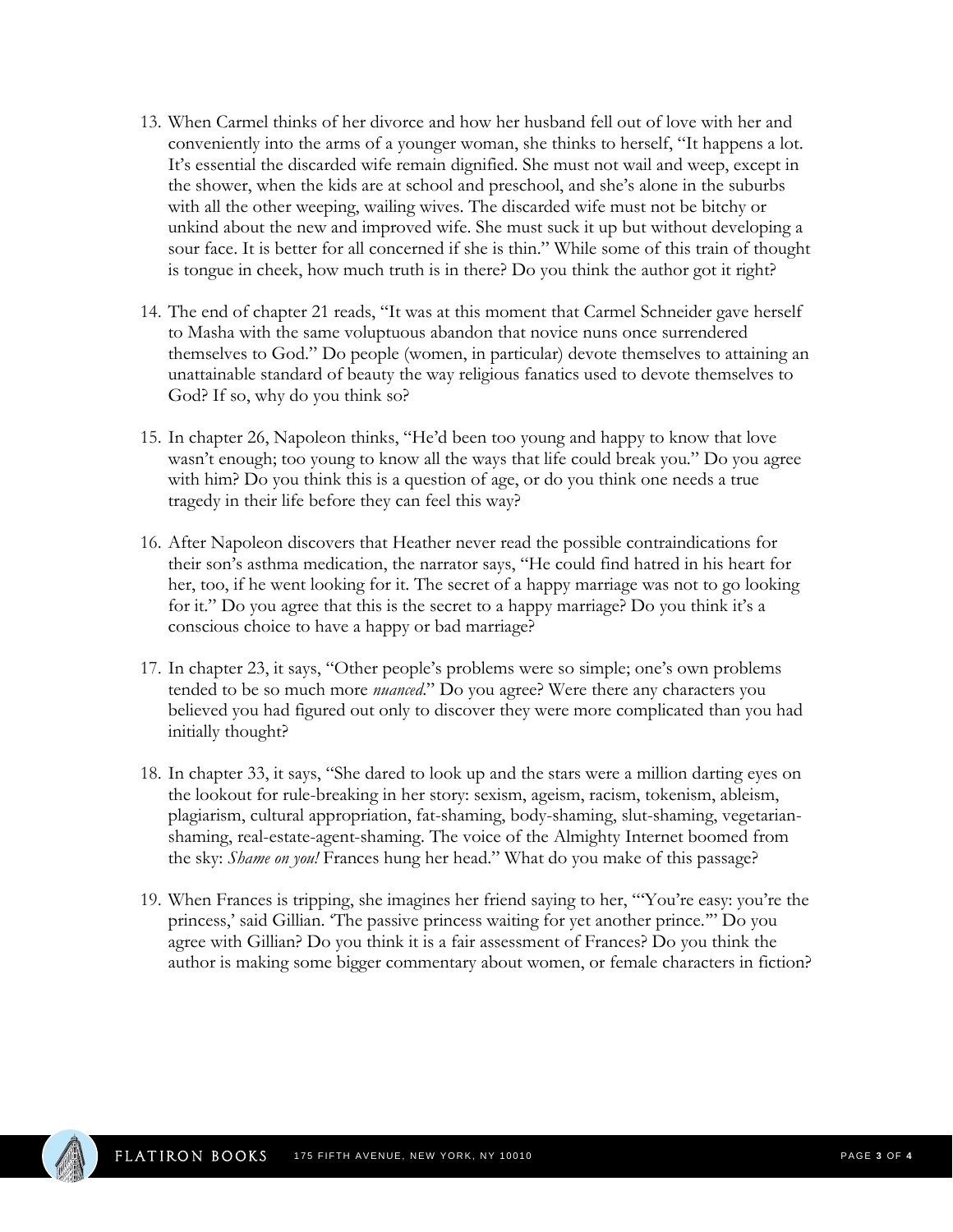13. When Carmel thinks of her divorce and how her husband fell out of love with her and conveniently into the arms of a younger woman, she thinks to herself, "It happens a lot. It's essential the discarded wife remain dignified. She must not wail and weep, except in the shower, when the kids are at school and preschool, and she's alone in the suburbs with all the other weeping, wailing wives. The discarded wife must not be bitchy or unkind about the new and improved wife. She must suck it up but without developing a sour face. It is better for all concerned if she is thin." While some of this train of thought is tongue in cheek, how much truth is in there? Do you think the author got it right?

14. The end of chapter 21 reads, "It was at this moment that Carmel Schneider gave herself to Masha with the same voluptuous abandon that novice nuns once surrendered themselves to God." Do people (women, in particular) devote themselves to attaining an unattainable standard of beauty the way religious fanatics used to devote themselves to God? If so, why do you think so?

15. In chapter 26, Napoleon thinks, "He'd been too young and happy to know that love wasn't enough; too young to know all the ways that life could break you." Do you agree with him? Do you think this is a question of age, or do you think one needs a true tragedy in their life before they can feel this way?

16. After Napoleon discovers that Heather never read the possible contraindications for their son's asthma medication, the narrator says, "He could find hatred in his heart for her, too, if he went looking for it. The secret of a happy marriage was not to go looking for it." Do you agree that this is the secret to a happy marriage? Do you think it's a conscious choice to have a happy or bad marriage?

17. In chapter 23, it says, "Other people's problems were so simple; one's own problems tended to be so much more *nuanced*." Do you agree? Were there any characters you believed you had figured out only to discover they were more complicated than you had initially thought?

18. In chapter 33, it says, "She dared to look up and the stars were a million darting eyes on the lookout for rule-breaking in her story: sexism, ageism, racism, tokenism, ableism, plagiarism, cultural appropriation, fat-shaming, body-shaming, slut-shaming, vegetarian-shaming, real-estate-agent-shaming. The voice of the Almighty Internet boomed from the sky: *Shame on you!* Frances hung her head." What do you make of this passage?

19. When Frances is tripping, she imagines her friend saying to her, "'You're easy: you're the princess,' said Gillian. 'The passive princess waiting for yet another prince.'" Do you agree with Gillian? Do you think it is a fair assessment of Frances? Do you think the author is making some bigger commentary about women, or female characters in fiction?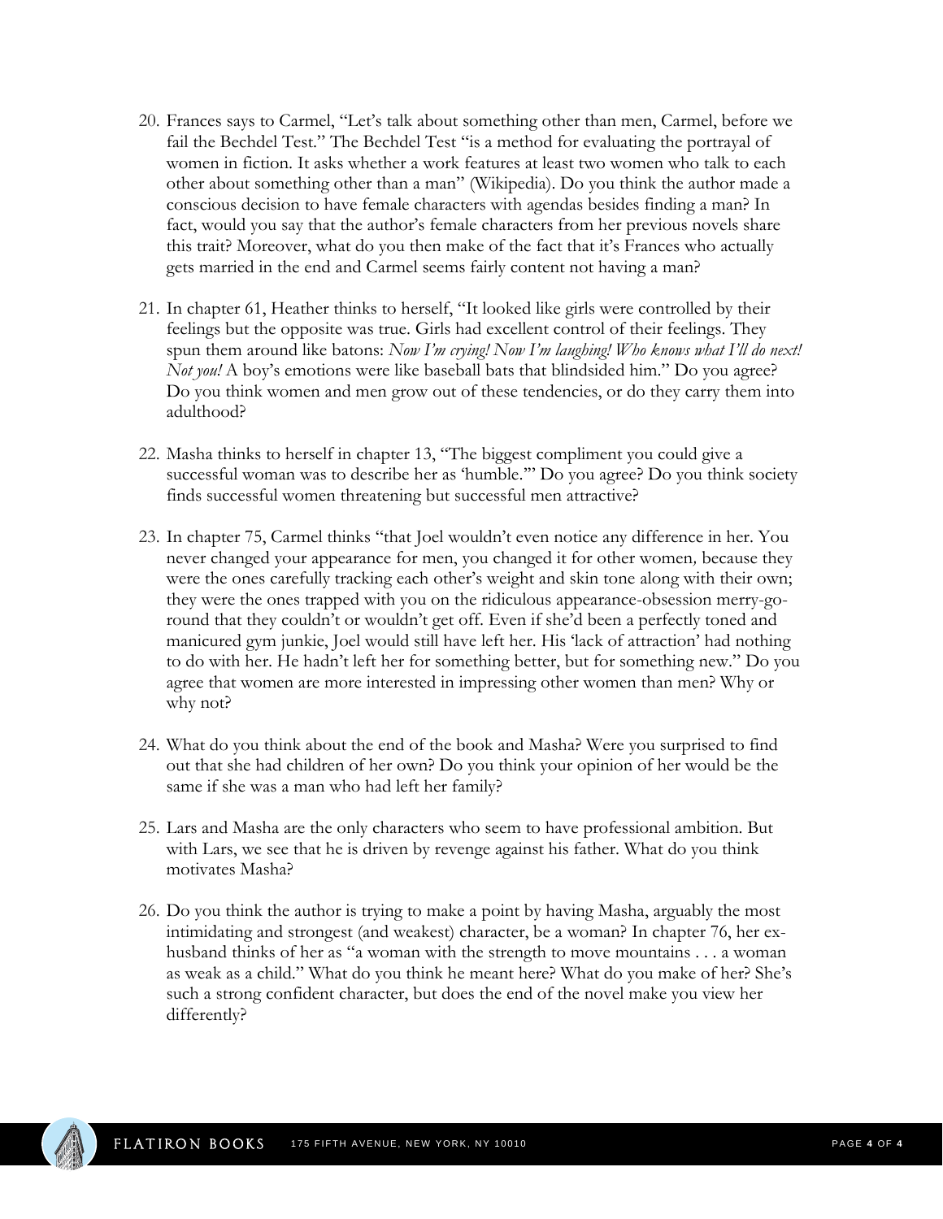20. Frances says to Carmel, "Let's talk about something other than men, Carmel, before we fail the Bechdel Test." The Bechdel Test "is a method for evaluating the portrayal of women in fiction. It asks whether a work features at least two women who talk to each other about something other than a man" (Wikipedia). Do you think the author made a conscious decision to have female characters with agendas besides finding a man? In fact, would you say that the author's female characters from her previous novels share this trait? Moreover, what do you then make of the fact that it's Frances who actually gets married in the end and Carmel seems fairly content not having a man?

21. In chapter 61, Heather thinks to herself, "It looked like girls were controlled by their feelings but the opposite was true. Girls had excellent control of their feelings. They spun them around like batons: *Now I'm crying! Now I'm laughing! Who knows what I'll do next! Not you!* A boy's emotions were like baseball bats that blindsided him." Do you agree? Do you think women and men grow out of these tendencies, or do they carry them into adulthood?

22. Masha thinks to herself in chapter 13, "The biggest compliment you could give a successful woman was to describe her as 'humble.'" Do you agree? Do you think society finds successful women threatening but successful men attractive?

23. In chapter 75, Carmel thinks "that Joel wouldn't even notice any difference in her. You never changed your appearance for men, you changed it for other women*,* because they were the ones carefully tracking each other's weight and skin tone along with their own; they were the ones trapped with you on the ridiculous appearance-obsession merry-go-round that they couldn't or wouldn't get off. Even if she'd been a perfectly toned and manicured gym junkie, Joel would still have left her. His 'lack of attraction' had nothing to do with her. He hadn't left her for something better, but for something new." Do you agree that women are more interested in impressing other women than men? Why or why not?

24. What do you think about the end of the book and Masha? Were you surprised to find out that she had children of her own? Do you think your opinion of her would be the same if she was a man who had left her family?

25. Lars and Masha are the only characters who seem to have professional ambition. But with Lars, we see that he is driven by revenge against his father. What do you think motivates Masha?

26. Do you think the author is trying to make a point by having Masha, arguably the most intimidating and strongest (and weakest) character, be a woman? In chapter 76, her ex-husband thinks of her as "a woman with the strength to move mountains . . . a woman as weak as a child." What do you think he meant here? What do you make of her? She's such a strong confident character, but does the end of the novel make you view her differently?